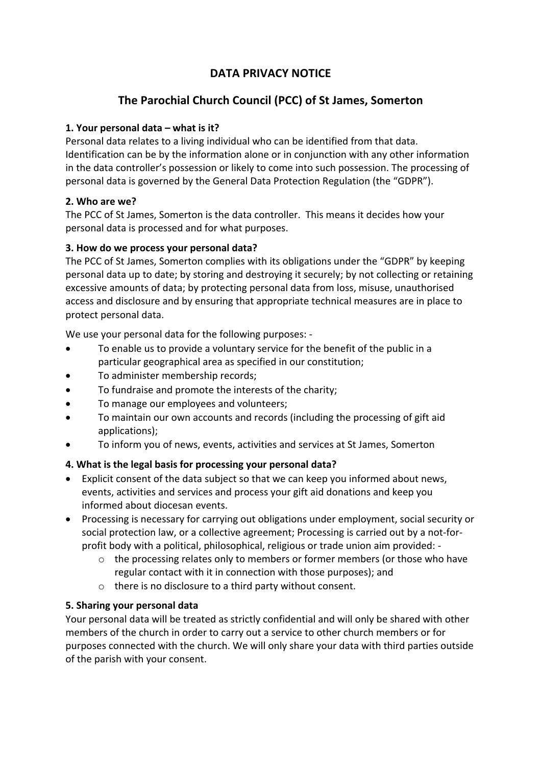# DATA PRIVACY NOTICE

## The Parochial Church Council (PCC) of St James, Somerton

**1. Your personal data – what is it?**

Personal data relates to a living individual who can be identified from that data. Identification can be by the information alone or in conjunction with any other information in the data controller's possession or likely to come into such possession. The processing of personal data is governed by the General Data Protection Regulation (the "GDPR").

**2. Who are we?**

The PCC of St James, Somerton is the data controller. This means it decides how your personal data is processed and for what purposes.

**3. How do we process your personal data?**

The PCC of St James, Somerton complies with its obligations under the "GDPR" by keeping personal data up to date; by storing and destroying it securely; by not collecting or retaining excessive amounts of data; by protecting personal data from loss, misuse, unauthorised access and disclosure and by ensuring that appropriate technical measures are in place to protect personal data.

We use your personal data for the following purposes: -

- To enable us to provide a voluntary service for the benefit of the public in a particular geographical area as specified in our constitution;
- To administer membership records;
- To fundraise and promote the interests of the charity;
- To manage our employees and volunteers;
- To maintain our own accounts and records (including the processing of gift aid applications);
- To inform you of news, events, activities and services at St James, Somerton

**4. What is the legal basis for processing your personal data?**

- Explicit consent of the data subject so that we can keep you informed about news, events, activities and services and process your gift aid donations and keep you informed about diocesan events.
- Processing is necessary for carrying out obligations under employment, social security or social protection law, or a collective agreement; Processing is carried out by a not-for-profit body with a political, philosophical, religious or trade union aim provided: -
  - the processing relates only to members or former members (or those who have regular contact with it in connection with those purposes); and
  - there is no disclosure to a third party without consent.

**5. Sharing your personal data**

Your personal data will be treated as strictly confidential and will only be shared with other members of the church in order to carry out a service to other church members or for purposes connected with the church. We will only share your data with third parties outside of the parish with your consent.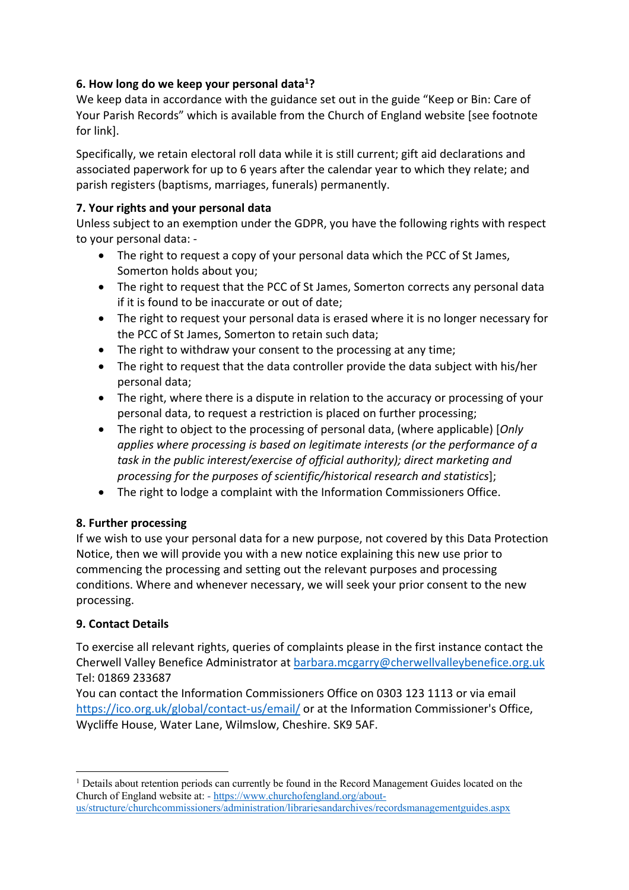**6. How long do we keep your personal data[1]?**

We keep data in accordance with the guidance set out in the guide "Keep or Bin: Care of Your Parish Records" which is available from the Church of England website [see footnote for link].

Specifically, we retain electoral roll data while it is still current; gift aid declarations and associated paperwork for up to 6 years after the calendar year to which they relate; and parish registers (baptisms, marriages, funerals) permanently.

**7. Your rights and your personal data**

Unless subject to an exemption under the GDPR, you have the following rights with respect to your personal data: -

- The right to request a copy of your personal data which the PCC of St James, Somerton holds about you;
- The right to request that the PCC of St James, Somerton corrects any personal data if it is found to be inaccurate or out of date;
- The right to request your personal data is erased where it is no longer necessary for the PCC of St James, Somerton to retain such data;
- The right to withdraw your consent to the processing at any time;
- The right to request that the data controller provide the data subject with his/her personal data;
- The right, where there is a dispute in relation to the accuracy or processing of your personal data, to request a restriction is placed on further processing;
- The right to object to the processing of personal data, (where applicable) [*Only applies where processing is based on legitimate interests (or the performance of a task in the public interest/exercise of official authority); direct marketing and processing for the purposes of scientific/historical research and statistics*];
- The right to lodge a complaint with the Information Commissioners Office.

**8. Further processing**

If we wish to use your personal data for a new purpose, not covered by this Data Protection Notice, then we will provide you with a new notice explaining this new use prior to commencing the processing and setting out the relevant purposes and processing conditions. Where and whenever necessary, we will seek your prior consent to the new processing.

**9. Contact Details**

To exercise all relevant rights, queries of complaints please in the first instance contact the Cherwell Valley Benefice Administrator at barbara.mcgarry@cherwellvalleybenefice.org.uk Tel: 01869 233687

You can contact the Information Commissioners Office on 0303 123 1113 or via email https://ico.org.uk/global/contact-us/email/ or at the Information Commissioner's Office, Wycliffe House, Water Lane, Wilmslow, Cheshire. SK9 5AF.

---

[1] Details about retention periods can currently be found in the Record Management Guides located on the Church of England website at: - https://www.churchofengland.org/about-us/structure/churchcommissioners/administration/librariesandarchives/recordsmanagementguides.aspx